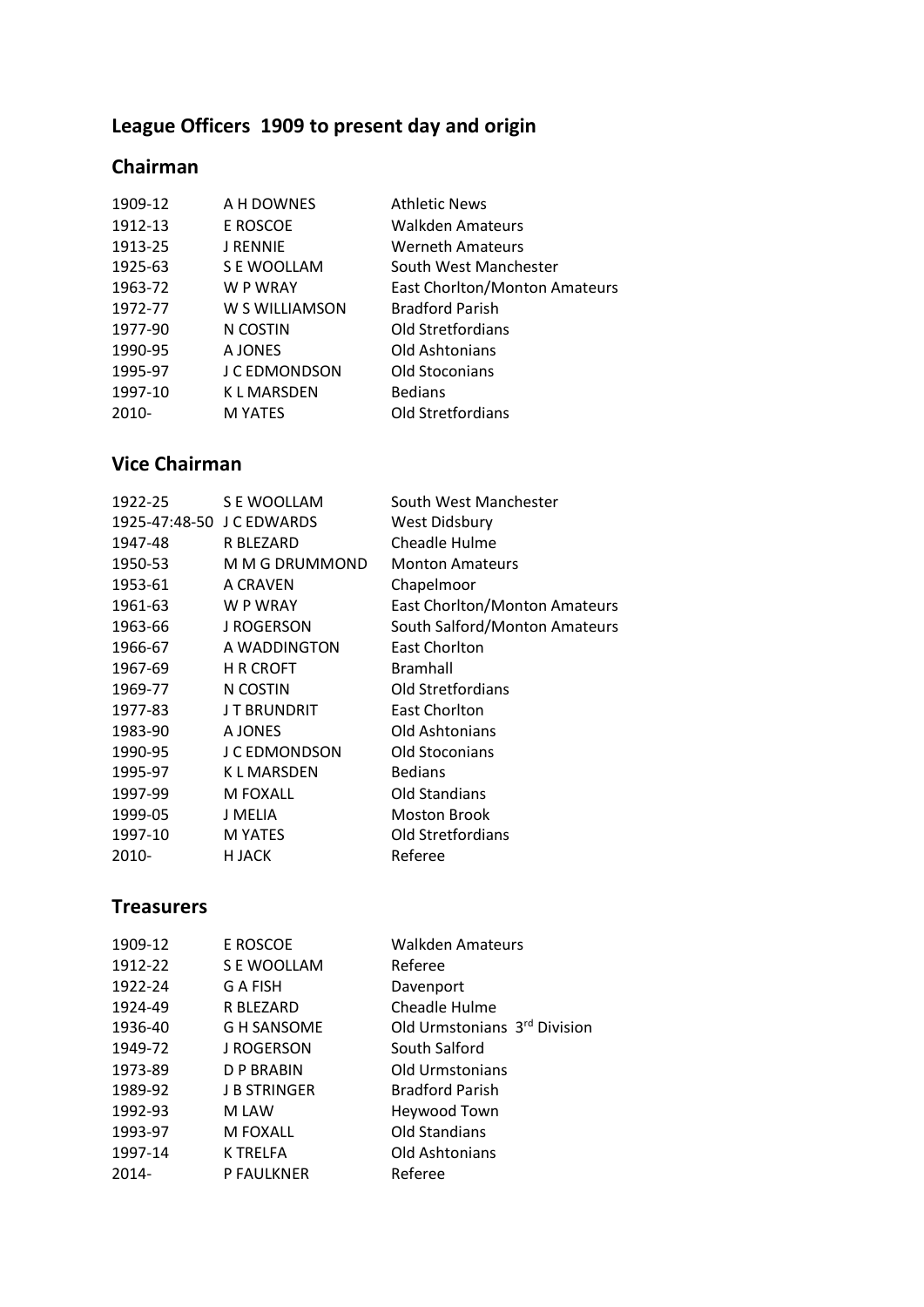# League Officers 1909 to present day and origin

## Chairman

| | | |
|---|---|---|
| 1909-12 | A H DOWNES | Athletic News |
| 1912-13 | E ROSCOE | Walkden Amateurs |
| 1913-25 | J RENNIE | Werneth Amateurs |
| 1925-63 | S E WOOLLAM | South West Manchester |
| 1963-72 | W P WRAY | East Chorlton/Monton Amateurs |
| 1972-77 | W S WILLIAMSON | Bradford Parish |
| 1977-90 | N COSTIN | Old Stretfordians |
| 1990-95 | A JONES | Old Ashtonians |
| 1995-97 | J C EDMONDSON | Old Stoconians |
| 1997-10 | K L MARSDEN | Bedians |
| 2010- | M YATES | Old Stretfordians |

## Vice Chairman

| | | |
|---|---|---|
| 1922-25 | S E WOOLLAM | South West Manchester |
| 1925-47:48-50 | J C EDWARDS | West Didsbury |
| 1947-48 | R BLEZARD | Cheadle Hulme |
| 1950-53 | M M G DRUMMOND | Monton Amateurs |
| 1953-61 | A CRAVEN | Chapelmoor |
| 1961-63 | W P WRAY | East Chorlton/Monton Amateurs |
| 1963-66 | J ROGERSON | South Salford/Monton Amateurs |
| 1966-67 | A WADDINGTON | East Chorlton |
| 1967-69 | H R CROFT | Bramhall |
| 1969-77 | N COSTIN | Old Stretfordians |
| 1977-83 | J T BRUNDRIT | East Chorlton |
| 1983-90 | A JONES | Old Ashtonians |
| 1990-95 | J C EDMONDSON | Old Stoconians |
| 1995-97 | K L MARSDEN | Bedians |
| 1997-99 | M FOXALL | Old Standians |
| 1999-05 | J MELIA | Moston Brook |
| 1997-10 | M YATES | Old Stretfordians |
| 2010- | H JACK | Referee |

## Treasurers

| | | |
|---|---|---|
| 1909-12 | E ROSCOE | Walkden Amateurs |
| 1912-22 | S E WOOLLAM | Referee |
| 1922-24 | G A FISH | Davenport |
| 1924-49 | R BLEZARD | Cheadle Hulme |
| 1936-40 | G H SANSOME | Old Urmstonians 3rd Division |
| 1949-72 | J ROGERSON | South Salford |
| 1973-89 | D P BRABIN | Old Urmstonians |
| 1989-92 | J B STRINGER | Bradford Parish |
| 1992-93 | M LAW | Heywood Town |
| 1993-97 | M FOXALL | Old Standians |
| 1997-14 | K TRELFA | Old Ashtonians |
| 2014- | P FAULKNER | Referee |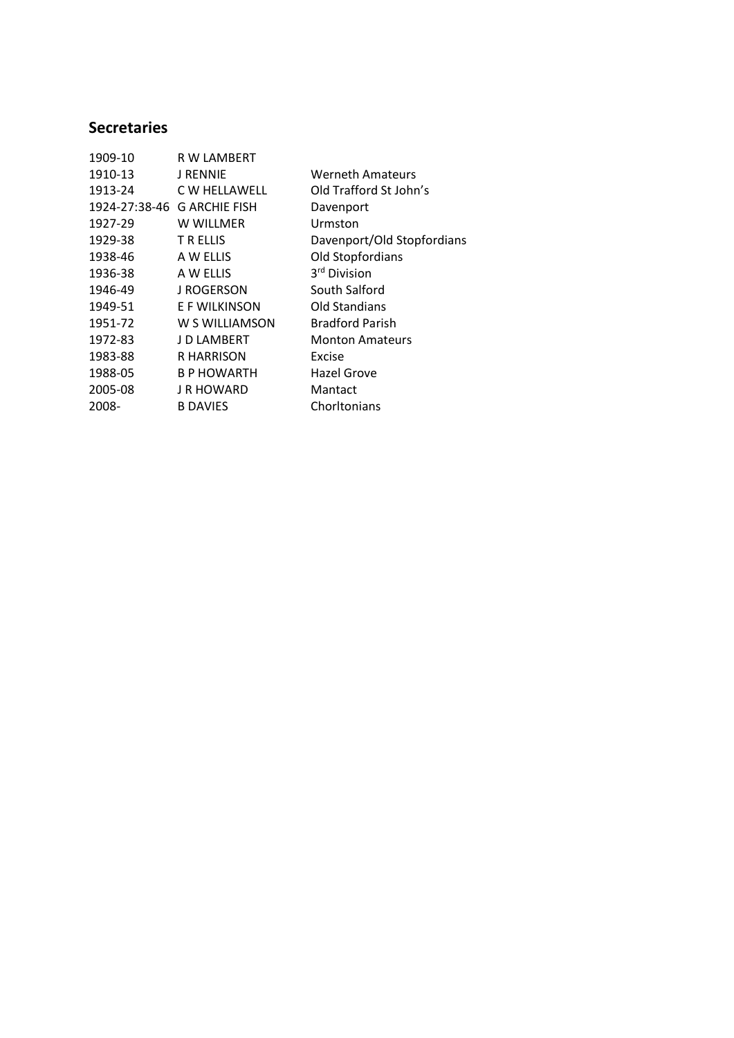## Secretaries

| | | |
|---|---|---|
| 1909-10 | R W LAMBERT | |
| 1910-13 | J RENNIE | Werneth Amateurs |
| 1913-24 | C W HELLAWELL | Old Trafford St John's |
| 1924-27:38-46 | G ARCHIE FISH | Davenport |
| 1927-29 | W WILLMER | Urmston |
| 1929-38 | T R ELLIS | Davenport/Old Stopfordians |
| 1938-46 | A W ELLIS | Old Stopfordians |
| 1936-38 | A W ELLIS | 3rd Division |
| 1946-49 | J ROGERSON | South Salford |
| 1949-51 | E F WILKINSON | Old Standians |
| 1951-72 | W S WILLIAMSON | Bradford Parish |
| 1972-83 | J D LAMBERT | Monton Amateurs |
| 1983-88 | R HARRISON | Excise |
| 1988-05 | B P HOWARTH | Hazel Grove |
| 2005-08 | J R HOWARD | Mantact |
| 2008- | B DAVIES | Chorltonians |